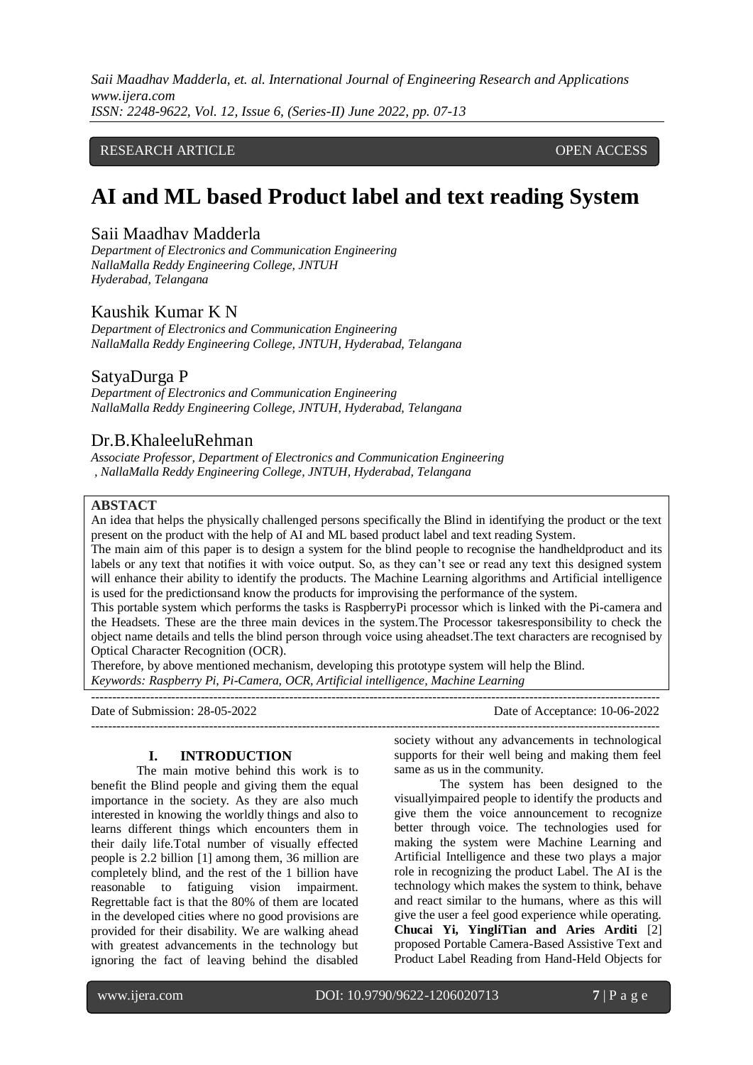RESEARCH ARTICLE OPEN ACCESS

# AI and ML based Product label and text reading System

Saii Maadhav Madderla
*Department of Electronics and Communication Engineering*
*NallaMalla Reddy Engineering College, JNTUH*
*Hyderabad, Telangana*

Kaushik Kumar K N
*Department of Electronics and Communication Engineering*
*NallaMalla Reddy Engineering College, JNTUH, Hyderabad, Telangana*

SatyaDurga P
*Department of Electronics and Communication Engineering*
*NallaMalla Reddy Engineering College, JNTUH, Hyderabad, Telangana*

Dr.B.KhaleeluRehman
*Associate Professor, Department of Electronics and Communication Engineering*
*, NallaMalla Reddy Engineering College, JNTUH, Hyderabad, Telangana*

**ABSTACT**

An idea that helps the physically challenged persons specifically the Blind in identifying the product or the text present on the product with the help of AI and ML based product label and text reading System.

The main aim of this paper is to design a system for the blind people to recognise the handheldproduct and its labels or any text that notifies it with voice output. So, as they can't see or read any text this designed system will enhance their ability to identify the products. The Machine Learning algorithms and Artificial intelligence is used for the predictionsand know the products for improvising the performance of the system.

This portable system which performs the tasks is RaspberryPi processor which is linked with the Pi-camera and the Headsets. These are the three main devices in the system.The Processor takesresponsibility to check the object name details and tells the blind person through voice using aheadset.The text characters are recognised by Optical Character Recognition (OCR).

Therefore, by above mentioned mechanism, developing this prototype system will help the Blind.

*Keywords: Raspberry Pi, Pi-Camera, OCR, Artificial intelligence, Machine Learning*

Date of Submission: 28-05-2022 Date of Acceptance: 10-06-2022

## I. INTRODUCTION

The main motive behind this work is to benefit the Blind people and giving them the equal importance in the society. As they are also much interested in knowing the worldly things and also to learns different things which encounters them in their daily life.Total number of visually effected people is 2.2 billion [1] among them, 36 million are completely blind, and the rest of the 1 billion have reasonable to fatiguing vision impairment. Regrettable fact is that the 80% of them are located in the developed cities where no good provisions are provided for their disability. We are walking ahead with greatest advancements in the technology but ignoring the fact of leaving behind the disabled society without any advancements in technological supports for their well being and making them feel same as us in the community.

The system has been designed to the visuallyimpaired people to identify the products and give them the voice announcement to recognize better through voice. The technologies used for making the system were Machine Learning and Artificial Intelligence and these two plays a major role in recognizing the product Label. The AI is the technology which makes the system to think, behave and react similar to the humans, where as this will give the user a feel good experience while operating. **Chucai Yi, YingliTian and Aries Arditi** [2] proposed Portable Camera-Based Assistive Text and Product Label Reading from Hand-Held Objects for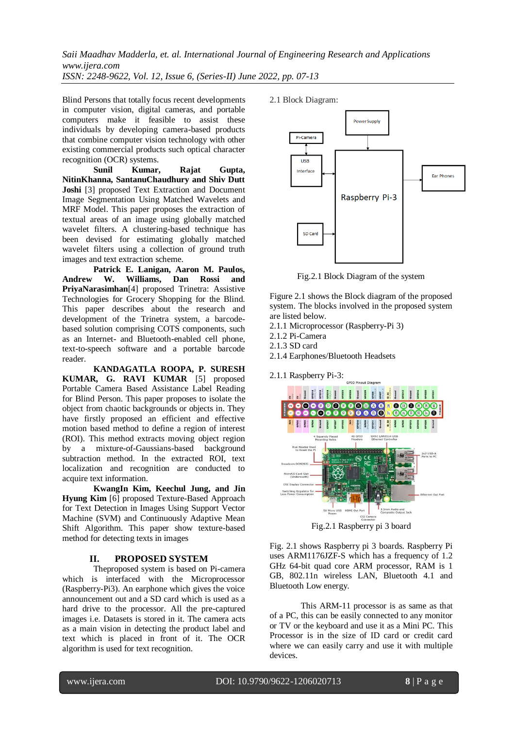Blind Persons that totally focus recent developments in computer vision, digital cameras, and portable computers make it feasible to assist these individuals by developing camera-based products that combine computer vision technology with other existing commercial products such optical character recognition (OCR) systems.

**Sunil Kumar, Rajat Gupta, NitinKhanna, SantanuChaudhury and Shiv Dutt Joshi** [3] proposed Text Extraction and Document Image Segmentation Using Matched Wavelets and MRF Model. This paper proposes the extraction of textual areas of an image using globally matched wavelet filters. A clustering-based technique has been devised for estimating globally matched wavelet filters using a collection of ground truth images and text extraction scheme.

**Patrick E. Lanigan, Aaron M. Paulos, Andrew W. Williams, Dan Rossi and PriyaNarasimhan**[4] proposed Trinetra: Assistive Technologies for Grocery Shopping for the Blind. This paper describes about the research and development of the Trinetra system, a barcode-based solution comprising COTS components, such as an Internet- and Bluetooth-enabled cell phone, text-to-speech software and a portable barcode reader.

**KANDAGATLA ROOPA, P. SURESH KUMAR, G. RAVI KUMAR** [5] proposed Portable Camera Based Assistance Label Reading for Blind Person. This paper proposes to isolate the object from chaotic backgrounds or objects in. They have firstly proposed an efficient and effective motion based method to define a region of interest (ROI). This method extracts moving object region by a mixture-of-Gaussians-based background subtraction method. In the extracted ROI, text localization and recognition are conducted to acquire text information.

**KwangIn Kim, Keechul Jung, and Jin Hyung Kim** [6] proposed Texture-Based Approach for Text Detection in Images Using Support Vector Machine (SVM) and Continuously Adaptive Mean Shift Algorithm. This paper show texture-based method for detecting texts in images

## II. PROPOSED SYSTEM

Theproposed system is based on Pi-camera which is interfaced with the Microprocessor (Raspberry-Pi3). An earphone which gives the voice announcement out and a SD card which is used as a hard drive to the processor. All the pre-captured images i.e. Datasets is stored in it. The camera acts as a main vision in detecting the product label and text which is placed in front of it. The OCR algorithm is used for text recognition.

2.1 Block Diagram:

Fig.2.1 Block Diagram of the system

Figure 2.1 shows the Block diagram of the proposed system. The blocks involved in the proposed system are listed below.

2.1.1 Microprocessor (Raspberry-Pi 3)
2.1.2 Pi-Camera
2.1.3 SD card
2.1.4 Earphones/Bluetooth Headsets

2.1.1 Raspberry Pi-3:

Fig.2.1 Raspberry pi 3 board

Fig. 2.1 shows Raspberry pi 3 boards. Raspberry Pi uses ARM1176JZF-S which has a frequency of 1.2 GHz 64-bit quad core ARM processor, RAM is 1 GB, 802.11n wireless LAN, Bluetooth 4.1 and Bluetooth Low energy.

This ARM-11 processor is as same as that of a PC, this can be easily connected to any monitor or TV or the keyboard and use it as a Mini PC. This Processor is in the size of ID card or credit card where we can easily carry and use it with multiple devices.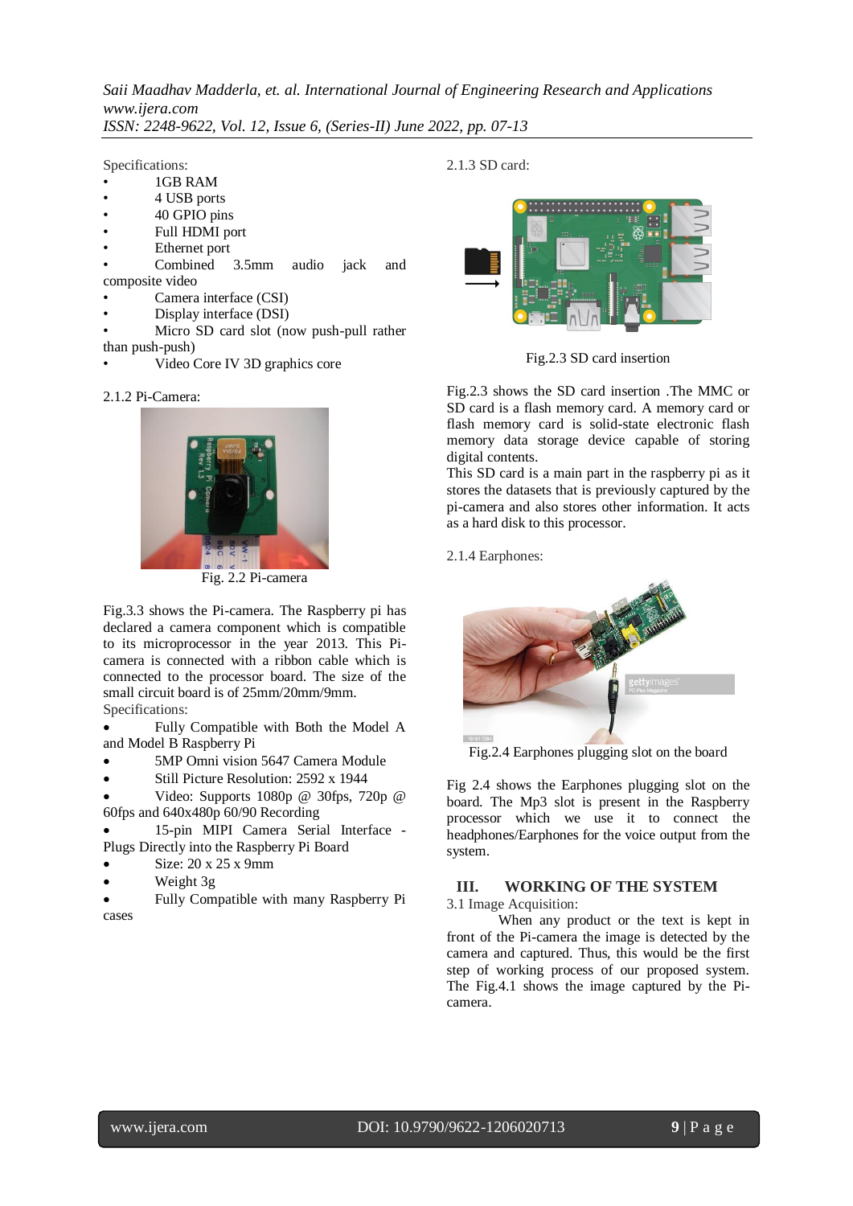Specifications:

- 1GB RAM
- 4 USB ports
- 40 GPIO pins
- Full HDMI port
- Ethernet port
- Combined 3.5mm audio jack and composite video
- Camera interface (CSI)
- Display interface (DSI)
- Micro SD card slot (now push-pull rather than push-push)
- Video Core IV 3D graphics core

2.1.2 Pi-Camera:

Fig. 2.2 Pi-camera

Fig.3.3 shows the Pi-camera. The Raspberry pi has declared a camera component which is compatible to its microprocessor in the year 2013. This Pi-camera is connected with a ribbon cable which is connected to the processor board. The size of the small circuit board is of 25mm/20mm/9mm.

Specifications:

- Fully Compatible with Both the Model A and Model B Raspberry Pi
- 5MP Omni vision 5647 Camera Module
- Still Picture Resolution: 2592 x 1944
- Video: Supports 1080p @ 30fps, 720p @ 60fps and 640x480p 60/90 Recording
- 15-pin MIPI Camera Serial Interface - Plugs Directly into the Raspberry Pi Board
- Size: 20 x 25 x 9mm
- Weight 3g
- Fully Compatible with many Raspberry Pi cases

2.1.3 SD card:

Fig.2.3 SD card insertion

Fig.2.3 shows the SD card insertion .The MMC or SD card is a flash memory card. A memory card or flash memory card is solid-state electronic flash memory data storage device capable of storing digital contents.

This SD card is a main part in the raspberry pi as it stores the datasets that is previously captured by the pi-camera and also stores other information. It acts as a hard disk to this processor.

2.1.4 Earphones:

Fig.2.4 Earphones plugging slot on the board

Fig 2.4 shows the Earphones plugging slot on the board. The Mp3 slot is present in the Raspberry processor which we use it to connect the headphones/Earphones for the voice output from the system.

## III. WORKING OF THE SYSTEM

3.1 Image Acquisition:

When any product or the text is kept in front of the Pi-camera the image is detected by the camera and captured. Thus, this would be the first step of working process of our proposed system. The Fig.4.1 shows the image captured by the Pi-camera.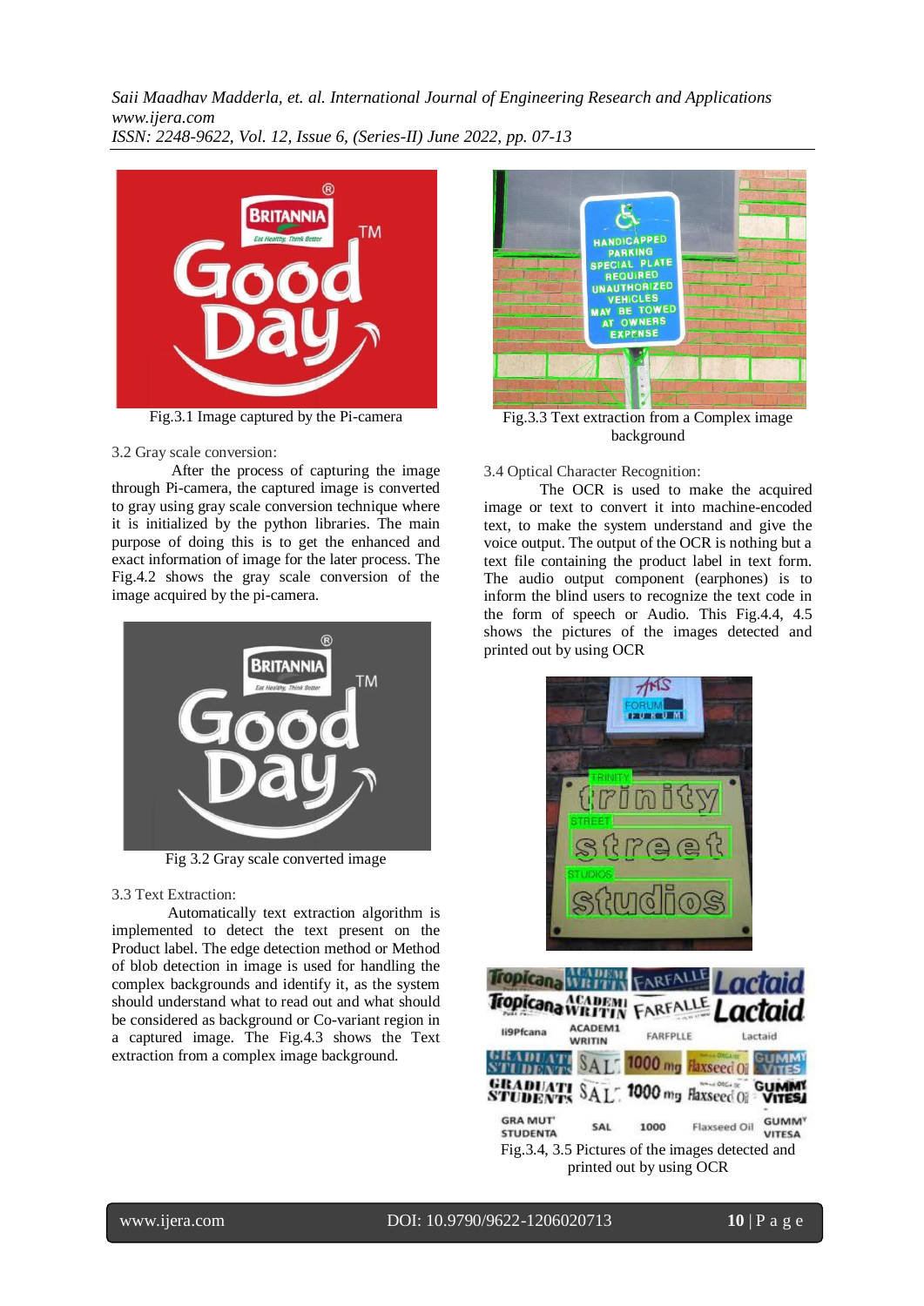Fig.3.1 Image captured by the Pi-camera

3.2 Gray scale conversion:

After the process of capturing the image through Pi-camera, the captured image is converted to gray using gray scale conversion technique where it is initialized by the python libraries. The main purpose of doing this is to get the enhanced and exact information of image for the later process. The Fig.4.2 shows the gray scale conversion of the image acquired by the pi-camera.

Fig 3.2 Gray scale converted image

3.3 Text Extraction:

Automatically text extraction algorithm is implemented to detect the text present on the Product label. The edge detection method or Method of blob detection in image is used for handling the complex backgrounds and identify it, as the system should understand what to read out and what should be considered as background or Co-variant region in a captured image. The Fig.4.3 shows the Text extraction from a complex image background.

Fig.3.3 Text extraction from a Complex image background

3.4 Optical Character Recognition:

The OCR is used to make the acquired image or text to convert it into machine-encoded text, to make the system understand and give the voice output. The output of the OCR is nothing but a text file containing the product label in text form. The audio output component (earphones) is to inform the blind users to recognize the text code in the form of speech or Audio. This Fig.4.4, 4.5 shows the pictures of the images detected and printed out by using OCR

Fig.3.4, 3.5 Pictures of the images detected and printed out by using OCR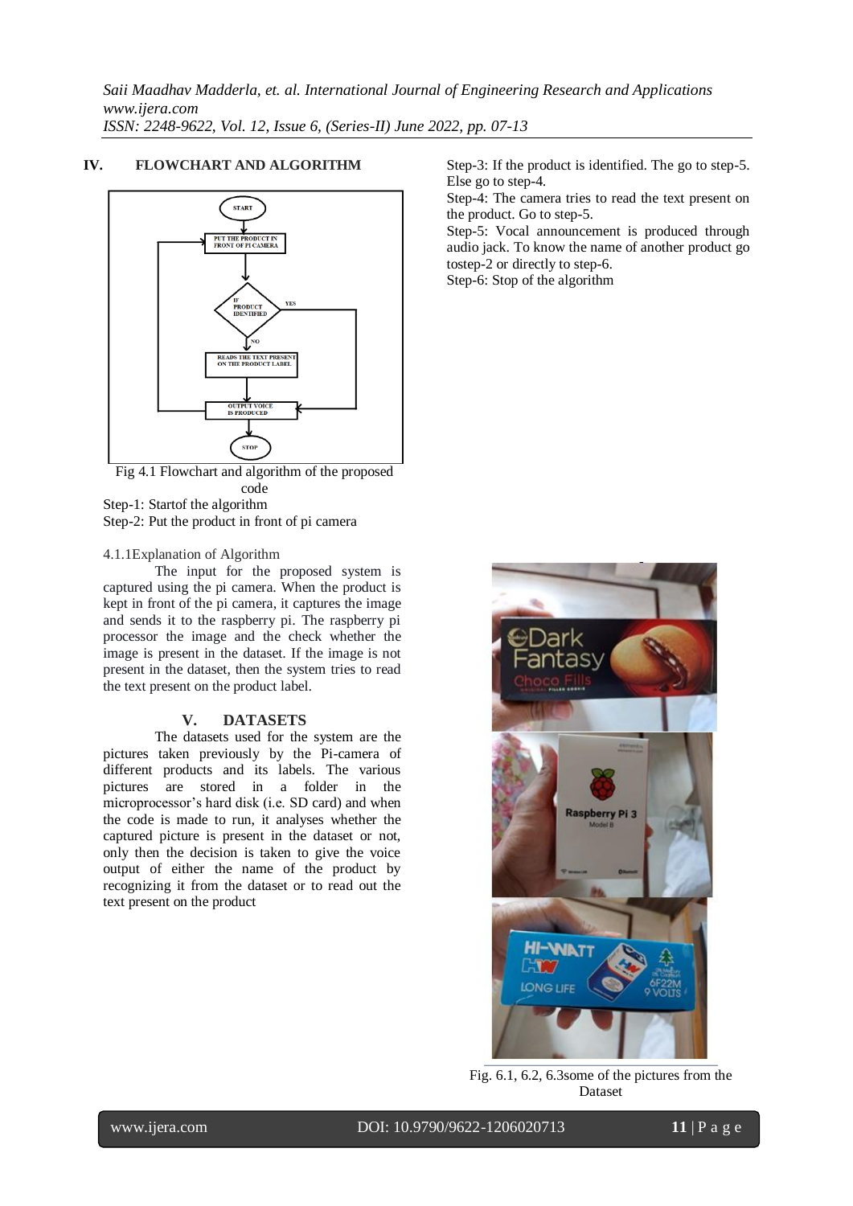## IV. FLOWCHART AND ALGORITHM

Fig 4.1 Flowchart and algorithm of the proposed code

Step-1: Startof the algorithm

Step-2: Put the product in front of pi camera

Step-3: If the product is identified. The go to step-5. Else go to step-4.

Step-4: The camera tries to read the text present on the product. Go to step-5.

Step-5: Vocal announcement is produced through audio jack. To know the name of another product go tostep-2 or directly to step-6.

Step-6: Stop of the algorithm

### 4.1.1Explanation of Algorithm

The input for the proposed system is captured using the pi camera. When the product is kept in front of the pi camera, it captures the image and sends it to the raspberry pi. The raspberry pi processor the image and the check whether the image is present in the dataset. If the image is not present in the dataset, then the system tries to read the text present on the product label.

## V. DATASETS

The datasets used for the system are the pictures taken previously by the Pi-camera of different products and its labels. The various pictures are stored in a folder in the microprocessor's hard disk (i.e. SD card) and when the code is made to run, it analyses whether the captured picture is present in the dataset or not, only then the decision is taken to give the voice output of either the name of the product by recognizing it from the dataset or to read out the text present on the product

Fig. 6.1, 6.2, 6.3some of the pictures from the Dataset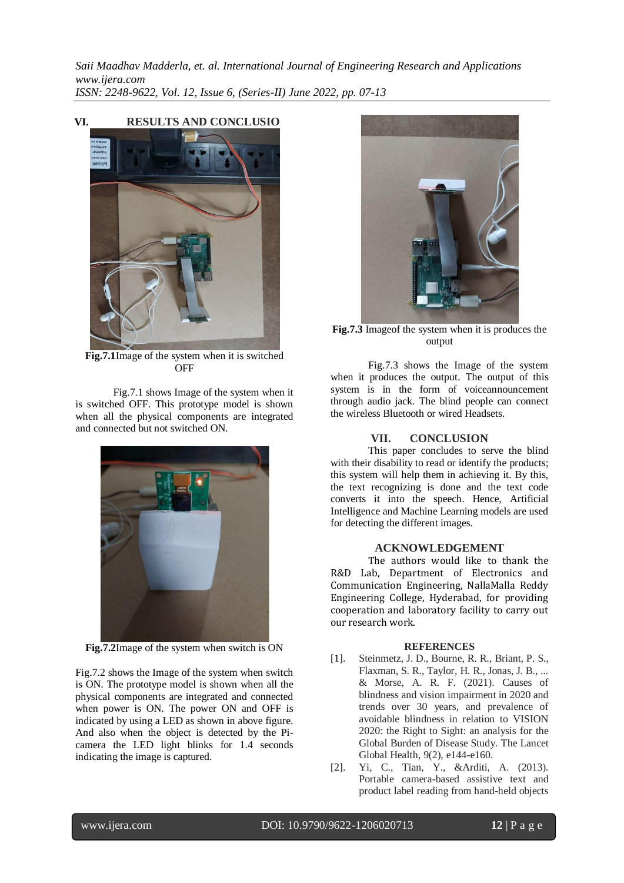## VI. RESULTS AND CONCLUSIO

**Fig.7.1**Image of the system when it is switched OFF

Fig.7.1 shows Image of the system when it is switched OFF. This prototype model is shown when all the physical components are integrated and connected but not switched ON.

**Fig.7.2**Image of the system when switch is ON

Fig.7.2 shows the Image of the system when switch is ON. The prototype model is shown when all the physical components are integrated and connected when power is ON. The power ON and OFF is indicated by using a LED as shown in above figure. And also when the object is detected by the Pi-camera the LED light blinks for 1.4 seconds indicating the image is captured.

**Fig.7.3** Imageof the system when it is produces the output

Fig.7.3 shows the Image of the system when it produces the output. The output of this system is in the form of voiceannouncement through audio jack. The blind people can connect the wireless Bluetooth or wired Headsets.

## VII. CONCLUSION

This paper concludes to serve the blind with their disability to read or identify the products; this system will help them in achieving it. By this, the text recognizing is done and the text code converts it into the speech. Hence, Artificial Intelligence and Machine Learning models are used for detecting the different images.

## ACKNOWLEDGEMENT

The authors would like to thank the R&D Lab, Department of Electronics and Communication Engineering, NallaMalla Reddy Engineering College, Hyderabad, for providing cooperation and laboratory facility to carry out our research work.

## REFERENCES

[1]. Steinmetz, J. D., Bourne, R. R., Briant, P. S., Flaxman, S. R., Taylor, H. R., Jonas, J. B., ... & Morse, A. R. F. (2021). Causes of blindness and vision impairment in 2020 and trends over 30 years, and prevalence of avoidable blindness in relation to VISION 2020: the Right to Sight: an analysis for the Global Burden of Disease Study. The Lancet Global Health, 9(2), e144-e160.

[2]. Yi, C., Tian, Y., &Arditi, A. (2013). Portable camera-based assistive text and product label reading from hand-held objects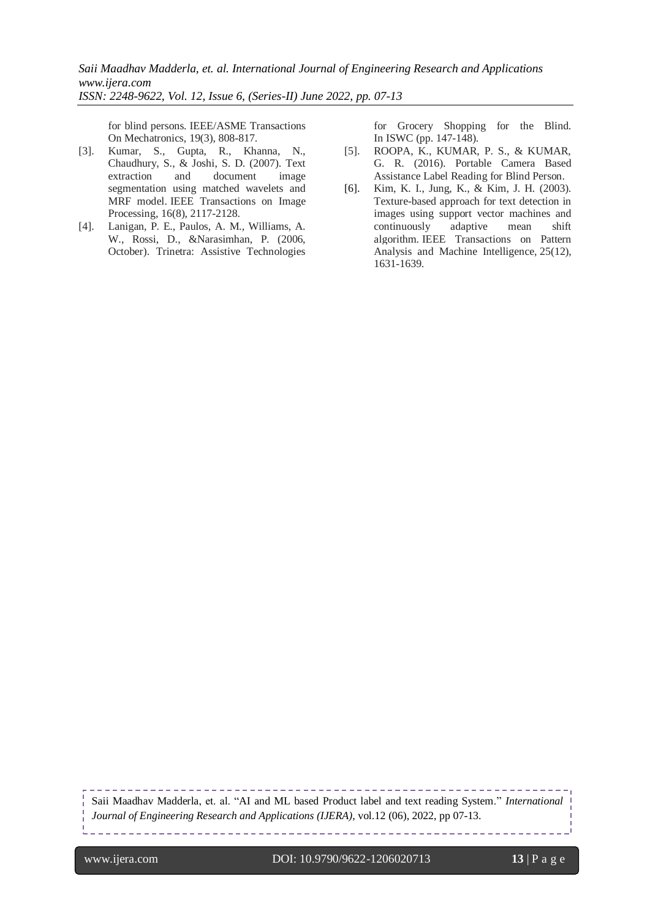for blind persons. IEEE/ASME Transactions On Mechatronics, 19(3), 808-817.

[3]. Kumar, S., Gupta, R., Khanna, N., Chaudhury, S., & Joshi, S. D. (2007). Text extraction and document image segmentation using matched wavelets and MRF model. IEEE Transactions on Image Processing, 16(8), 2117-2128.

[4]. Lanigan, P. E., Paulos, A. M., Williams, A. W., Rossi, D., &Narasimhan, P. (2006, October). Trinetra: Assistive Technologies for Grocery Shopping for the Blind. In ISWC (pp. 147-148).

[5]. ROOPA, K., KUMAR, P. S., & KUMAR, G. R. (2016). Portable Camera Based Assistance Label Reading for Blind Person.

[6]. Kim, K. I., Jung, K., & Kim, J. H. (2003). Texture-based approach for text detection in images using support vector machines and continuously adaptive mean shift algorithm. IEEE Transactions on Pattern Analysis and Machine Intelligence, 25(12), 1631-1639.

Saii Maadhav Madderla, et. al. "AI and ML based Product label and text reading System." *International Journal of Engineering Research and Applications (IJERA)*, vol.12 (06), 2022, pp 07-13.